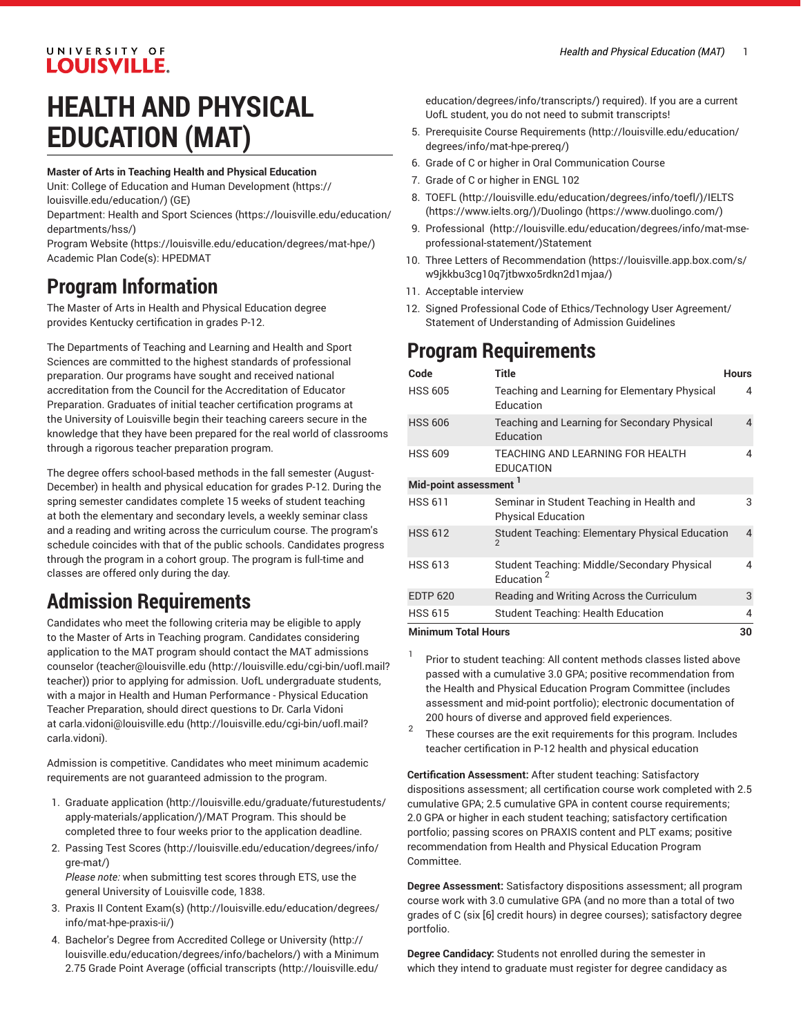# HEALTH AND PHYSICAL EDUCATION (MAT)

**Master of Arts in Teaching Health and Physical Education**

Unit: College of Education and Human Development (https://louisville.edu/education/) (GE)

Department: Health and Sport Sciences (https://louisville.edu/education/departments/hss/)

Program Website (https://louisville.edu/education/degrees/mat-hpe/)

Academic Plan Code(s): HPEDMAT

## Program Information

The Master of Arts in Health and Physical Education degree provides Kentucky certification in grades P-12.

The Departments of Teaching and Learning and Health and Sport Sciences are committed to the highest standards of professional preparation. Our programs have sought and received national accreditation from the Council for the Accreditation of Educator Preparation. Graduates of initial teacher certification programs at the University of Louisville begin their teaching careers secure in the knowledge that they have been prepared for the real world of classrooms through a rigorous teacher preparation program.

The degree offers school-based methods in the fall semester (August-December) in health and physical education for grades P-12. During the spring semester candidates complete 15 weeks of student teaching at both the elementary and secondary levels, a weekly seminar class and a reading and writing across the curriculum course. The program's schedule coincides with that of the public schools. Candidates progress through the program in a cohort group. The program is full-time and classes are offered only during the day.

## Admission Requirements

Candidates who meet the following criteria may be eligible to apply to the Master of Arts in Teaching program. Candidates considering application to the MAT program should contact the MAT admissions counselor (teacher@louisville.edu (http://louisville.edu/cgi-bin/uofl.mail?teacher)) prior to applying for admission. UofL undergraduate students, with a major in Health and Human Performance - Physical Education Teacher Preparation, should direct questions to Dr. Carla Vidoni at carla.vidoni@louisville.edu (http://louisville.edu/cgi-bin/uofl.mail?carla.vidoni).

Admission is competitive. Candidates who meet minimum academic requirements are not guaranteed admission to the program.

1. Graduate application (http://louisville.edu/graduate/futurestudents/apply-materials/application/)/MAT Program. This should be completed three to four weeks prior to the application deadline.
2. Passing Test Scores (http://louisville.edu/education/degrees/info/gre-mat/)
   *Please note:* when submitting test scores through ETS, use the general University of Louisville code, 1838.
3. Praxis II Content Exam(s) (http://louisville.edu/education/degrees/info/mat-hpe-praxis-ii/)
4. Bachelor's Degree from Accredited College or University (http://louisville.edu/education/degrees/info/bachelors/) with a Minimum 2.75 Grade Point Average (official transcripts (http://louisville.edu/education/degrees/info/transcripts/) required). If you are a current UofL student, you do not need to submit transcripts!
5. Prerequisite Course Requirements (http://louisville.edu/education/degrees/info/mat-hpe-prereq/)
6. Grade of C or higher in Oral Communication Course
7. Grade of C or higher in ENGL 102
8. TOEFL (http://louisville.edu/education/degrees/info/toefl/)/IELTS (https://www.ielts.org/)/Duolingo (https://www.duolingo.com/)
9. Professional (http://louisville.edu/education/degrees/info/mat-mse-professional-statement/)Statement
10. Three Letters of Recommendation (https://louisville.app.box.com/s/w9jkkbu3cg10q7jtbwxo5rdkn2d1mjaa/)
11. Acceptable interview
12. Signed Professional Code of Ethics/Technology User Agreement/Statement of Understanding of Admission Guidelines

## Program Requirements

| Code | Title | Hours |
|---|---|---|
| HSS 605 | Teaching and Learning for Elementary Physical Education | 4 |
| HSS 606 | Teaching and Learning for Secondary Physical Education | 4 |
| HSS 609 | TEACHING AND LEARNING FOR HEALTH EDUCATION | 4 |
| **Mid-point assessment** [1] | | |
| HSS 611 | Seminar in Student Teaching in Health and Physical Education | 3 |
| HSS 612 | Student Teaching: Elementary Physical Education [2] | 4 |
| HSS 613 | Student Teaching: Middle/Secondary Physical Education [2] | 4 |
| EDTP 620 | Reading and Writing Across the Curriculum | 3 |
| HSS 615 | Student Teaching: Health Education | 4 |
| **Minimum Total Hours** | | **30** |

1. Prior to student teaching: All content methods classes listed above passed with a cumulative 3.0 GPA; positive recommendation from the Health and Physical Education Program Committee (includes assessment and mid-point portfolio); electronic documentation of 200 hours of diverse and approved field experiences.
2. These courses are the exit requirements for this program. Includes teacher certification in P-12 health and physical education

**Certification Assessment:** After student teaching: Satisfactory dispositions assessment; all certification course work completed with 2.5 cumulative GPA; 2.5 cumulative GPA in content course requirements; 2.0 GPA or higher in each student teaching; satisfactory certification portfolio; passing scores on PRAXIS content and PLT exams; positive recommendation from Health and Physical Education Program Committee.

**Degree Assessment:** Satisfactory dispositions assessment; all program course work with 3.0 cumulative GPA (and no more than a total of two grades of C (six [6] credit hours) in degree courses); satisfactory degree portfolio.

**Degree Candidacy:** Students not enrolled during the semester in which they intend to graduate must register for degree candidacy as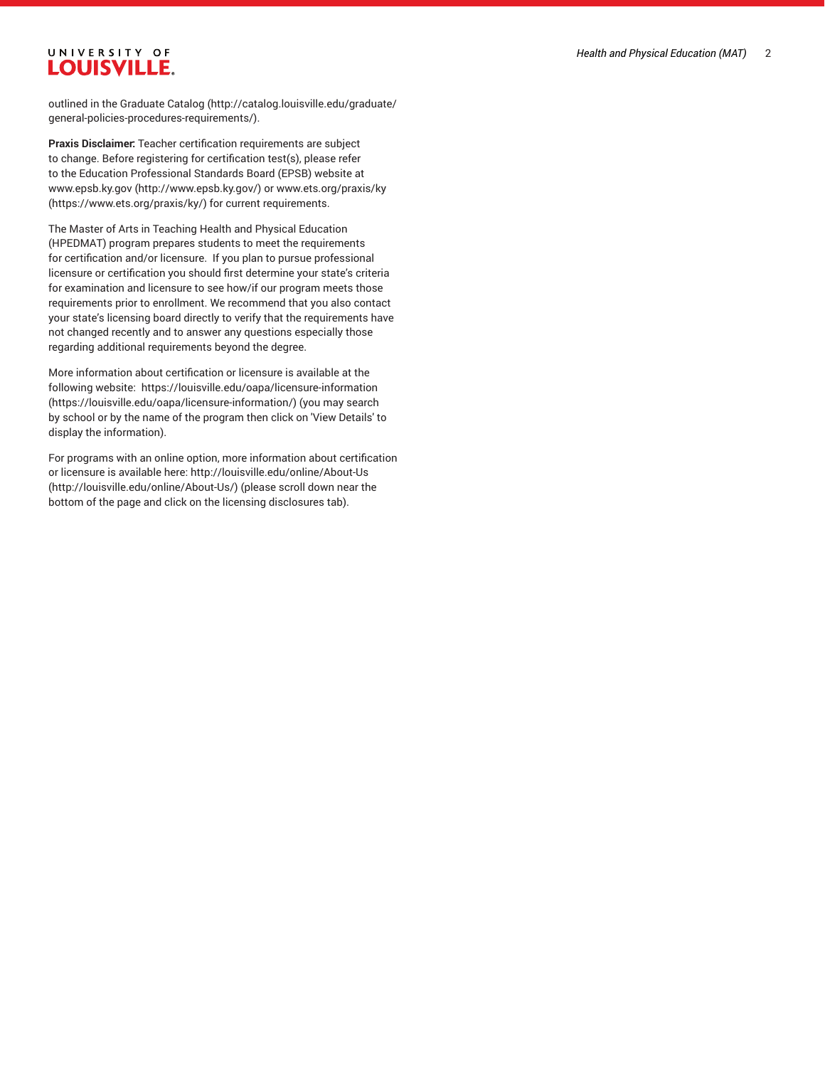outlined in the Graduate Catalog (http://catalog.louisville.edu/graduate/general-policies-procedures-requirements/).

**Praxis Disclaimer:** Teacher certification requirements are subject to change. Before registering for certification test(s), please refer to the Education Professional Standards Board (EPSB) website at www.epsb.ky.gov (http://www.epsb.ky.gov/) or www.ets.org/praxis/ky (https://www.ets.org/praxis/ky/) for current requirements.

The Master of Arts in Teaching Health and Physical Education (HPEDMAT) program prepares students to meet the requirements for certification and/or licensure. If you plan to pursue professional licensure or certification you should first determine your state's criteria for examination and licensure to see how/if our program meets those requirements prior to enrollment. We recommend that you also contact your state's licensing board directly to verify that the requirements have not changed recently and to answer any questions especially those regarding additional requirements beyond the degree.

More information about certification or licensure is available at the following website: https://louisville.edu/oapa/licensure-information (https://louisville.edu/oapa/licensure-information/) (you may search by school or by the name of the program then click on 'View Details' to display the information).

For programs with an online option, more information about certification or licensure is available here: http://louisville.edu/online/About-Us (http://louisville.edu/online/About-Us/) (please scroll down near the bottom of the page and click on the licensing disclosures tab).